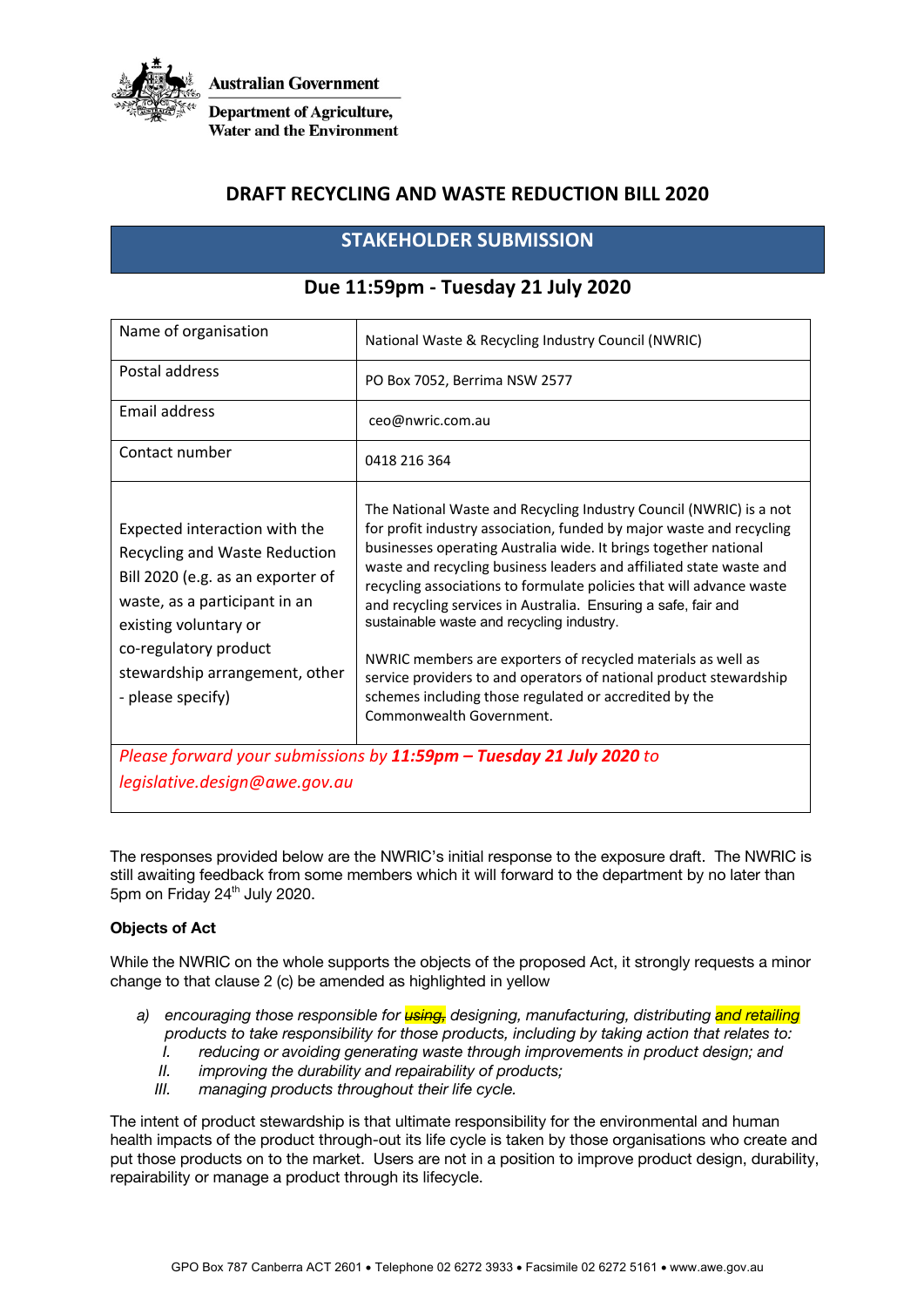Australian Government

Department of Agriculture, Water and the Environment

# DRAFT RECYCLING AND WASTE REDUCTION BILL 2020

## STAKEHOLDER SUBMISSION

### Due 11:59pm - Tuesday 21 July 2020

| | |
|---|---|
| Name of organisation | National Waste & Recycling Industry Council (NWRIC) |
| Postal address | PO Box 7052, Berrima NSW 2577 |
| Email address | ceo@nwric.com.au |
| Contact number | 0418 216 364 |
| Expected interaction with the Recycling and Waste Reduction Bill 2020 (e.g. as an exporter of waste, as a participant in an existing voluntary or co-regulatory product stewardship arrangement, other - please specify) | The National Waste and Recycling Industry Council (NWRIC) is a not for profit industry association, funded by major waste and recycling businesses operating Australia wide. It brings together national waste and recycling business leaders and affiliated state waste and recycling associations to formulate policies that will advance waste and recycling services in Australia. Ensuring a safe, fair and sustainable waste and recycling industry.<br><br>NWRIC members are exporters of recycled materials as well as service providers to and operators of national product stewardship schemes including those regulated or accredited by the Commonwealth Government. |
| *Please forward your submissions by **11:59pm – Tuesday 21 July 2020** to legislative.design@awe.gov.au* | |

The responses provided below are the NWRIC's initial response to the exposure draft. The NWRIC is still awaiting feedback from some members which it will forward to the department by no later than 5pm on Friday 24th July 2020.

**Objects of Act**

While the NWRIC on the whole supports the objects of the proposed Act, it strongly requests a minor change to that clause 2 (c) be amended as highlighted in yellow

a) *encouraging those responsible for ~~using,~~ designing, manufacturing, distributing and retailing products to take responsibility for those products, including by taking action that relates to:*
   I. *reducing or avoiding generating waste through improvements in product design; and*
   II. *improving the durability and repairability of products;*
   III. *managing products throughout their life cycle.*

The intent of product stewardship is that ultimate responsibility for the environmental and human health impacts of the product through-out its life cycle is taken by those organisations who create and put those products on to the market. Users are not in a position to improve product design, durability, repairability or manage a product through its lifecycle.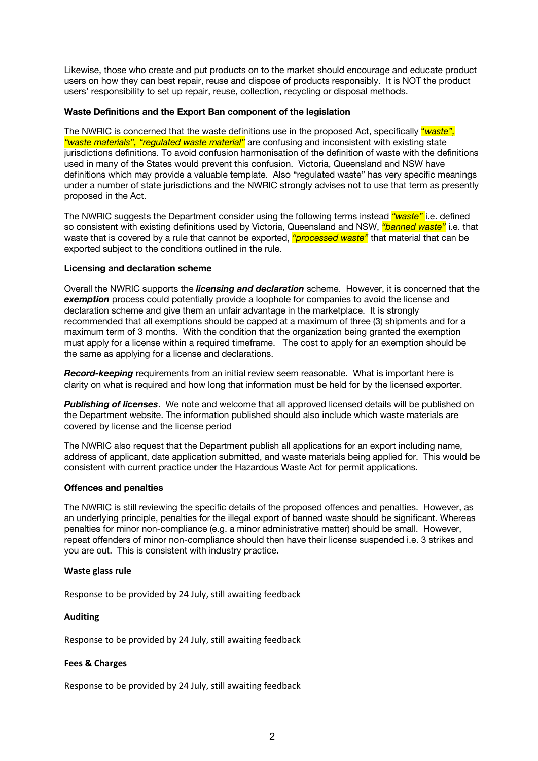Likewise, those who create and put products on to the market should encourage and educate product users on how they can best repair, reuse and dispose of products responsibly. It is NOT the product users' responsibility to set up repair, reuse, collection, recycling or disposal methods.

**Waste Definitions and the Export Ban component of the legislation**

The NWRIC is concerned that the waste definitions use in the proposed Act, specifically *"waste", "waste materials", "regulated waste material"* are confusing and inconsistent with existing state jurisdictions definitions. To avoid confusion harmonisation of the definition of waste with the definitions used in many of the States would prevent this confusion. Victoria, Queensland and NSW have definitions which may provide a valuable template. Also "regulated waste" has very specific meanings under a number of state jurisdictions and the NWRIC strongly advises not to use that term as presently proposed in the Act.

The NWRIC suggests the Department consider using the following terms instead *"waste"* i.e. defined so consistent with existing definitions used by Victoria, Queensland and NSW, *"banned waste"* i.e. that waste that is covered by a rule that cannot be exported, *"processed waste"* that material that can be exported subject to the conditions outlined in the rule.

**Licensing and declaration scheme**

Overall the NWRIC supports the ***licensing and declaration*** scheme. However, it is concerned that the ***exemption*** process could potentially provide a loophole for companies to avoid the license and declaration scheme and give them an unfair advantage in the marketplace. It is strongly recommended that all exemptions should be capped at a maximum of three (3) shipments and for a maximum term of 3 months. With the condition that the organization being granted the exemption must apply for a license within a required timeframe. The cost to apply for an exemption should be the same as applying for a license and declarations.

***Record-keeping*** requirements from an initial review seem reasonable. What is important here is clarity on what is required and how long that information must be held for by the licensed exporter.

***Publishing of licenses***. We note and welcome that all approved licensed details will be published on the Department website. The information published should also include which waste materials are covered by license and the license period

The NWRIC also request that the Department publish all applications for an export including name, address of applicant, date application submitted, and waste materials being applied for. This would be consistent with current practice under the Hazardous Waste Act for permit applications.

**Offences and penalties**

The NWRIC is still reviewing the specific details of the proposed offences and penalties. However, as an underlying principle, penalties for the illegal export of banned waste should be significant. Whereas penalties for minor non-compliance (e.g. a minor administrative matter) should be small. However, repeat offenders of minor non-compliance should then have their license suspended i.e. 3 strikes and you are out. This is consistent with industry practice.

**Waste glass rule**

Response to be provided by 24 July, still awaiting feedback

**Auditing**

Response to be provided by 24 July, still awaiting feedback

**Fees & Charges**

Response to be provided by 24 July, still awaiting feedback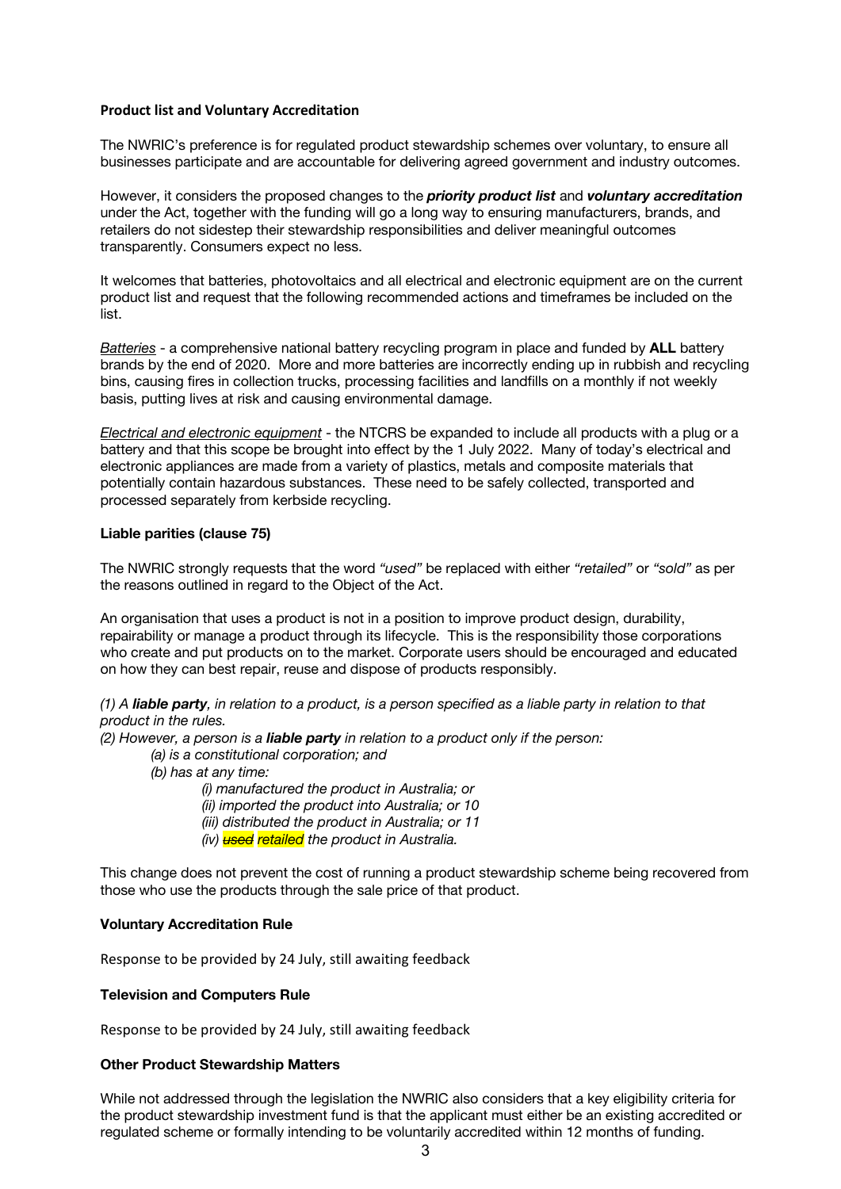**Product list and Voluntary Accreditation**

The NWRIC's preference is for regulated product stewardship schemes over voluntary, to ensure all businesses participate and are accountable for delivering agreed government and industry outcomes.

However, it considers the proposed changes to the ***priority product list*** and ***voluntary accreditation*** under the Act, together with the funding will go a long way to ensuring manufacturers, brands, and retailers do not sidestep their stewardship responsibilities and deliver meaningful outcomes transparently. Consumers expect no less.

It welcomes that batteries, photovoltaics and all electrical and electronic equipment are on the current product list and request that the following recommended actions and timeframes be included on the list.

<u>*Batteries*</u> - a comprehensive national battery recycling program in place and funded by **ALL** battery brands by the end of 2020. More and more batteries are incorrectly ending up in rubbish and recycling bins, causing fires in collection trucks, processing facilities and landfills on a monthly if not weekly basis, putting lives at risk and causing environmental damage.

<u>*Electrical and electronic equipment*</u> - the NTCRS be expanded to include all products with a plug or a battery and that this scope be brought into effect by the 1 July 2022. Many of today's electrical and electronic appliances are made from a variety of plastics, metals and composite materials that potentially contain hazardous substances. These need to be safely collected, transported and processed separately from kerbside recycling.

**Liable parities (clause 75)**

The NWRIC strongly requests that the word *"used"* be replaced with either *"retailed"* or *"sold"* as per the reasons outlined in regard to the Object of the Act.

An organisation that uses a product is not in a position to improve product design, durability, repairability or manage a product through its lifecycle. This is the responsibility those corporations who create and put products on to the market. Corporate users should be encouraged and educated on how they can best repair, reuse and dispose of products responsibly.

*(1) A **liable party**, in relation to a product, is a person specified as a liable party in relation to that product in the rules.*
*(2) However, a person is a **liable party** in relation to a product only if the person:*

> *(a) is a constitutional corporation; and*
> *(b) has at any time:*
>
> > *(i) manufactured the product in Australia; or*
> > *(ii) imported the product into Australia; or 10*
> > *(iii) distributed the product in Australia; or 11*
> > *(iv) ~~used~~ retailed the product in Australia.*

This change does not prevent the cost of running a product stewardship scheme being recovered from those who use the products through the sale price of that product.

**Voluntary Accreditation Rule**

Response to be provided by 24 July, still awaiting feedback

**Television and Computers Rule**

Response to be provided by 24 July, still awaiting feedback

**Other Product Stewardship Matters**

While not addressed through the legislation the NWRIC also considers that a key eligibility criteria for the product stewardship investment fund is that the applicant must either be an existing accredited or regulated scheme or formally intending to be voluntarily accredited within 12 months of funding.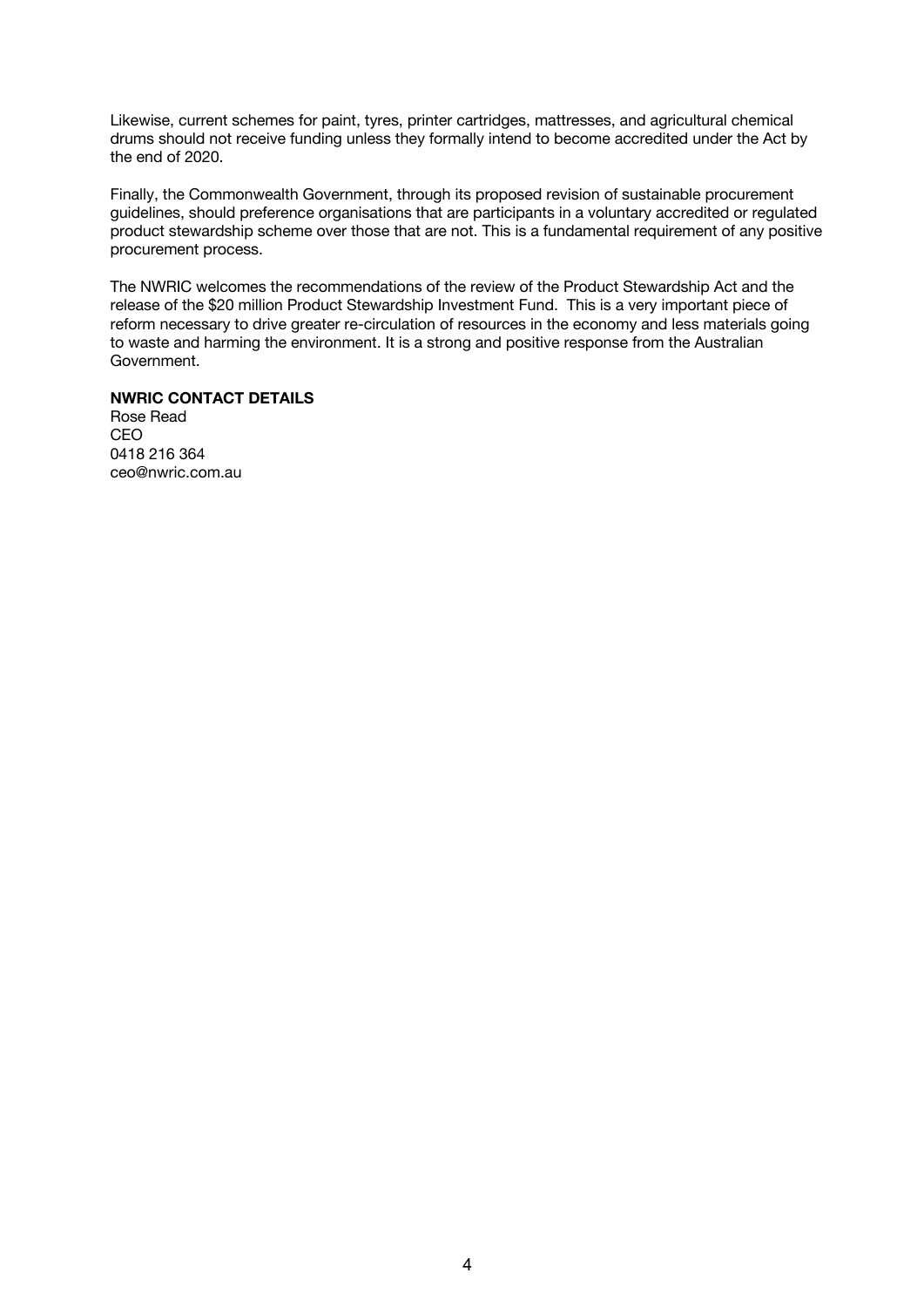Likewise, current schemes for paint, tyres, printer cartridges, mattresses, and agricultural chemical drums should not receive funding unless they formally intend to become accredited under the Act by the end of 2020.

Finally, the Commonwealth Government, through its proposed revision of sustainable procurement guidelines, should preference organisations that are participants in a voluntary accredited or regulated product stewardship scheme over those that are not. This is a fundamental requirement of any positive procurement process.

The NWRIC welcomes the recommendations of the review of the Product Stewardship Act and the release of the $20 million Product Stewardship Investment Fund. This is a very important piece of reform necessary to drive greater re-circulation of resources in the economy and less materials going to waste and harming the environment. It is a strong and positive response from the Australian Government.

**NWRIC CONTACT DETAILS**
Rose Read
CEO
0418 216 364
ceo@nwric.com.au